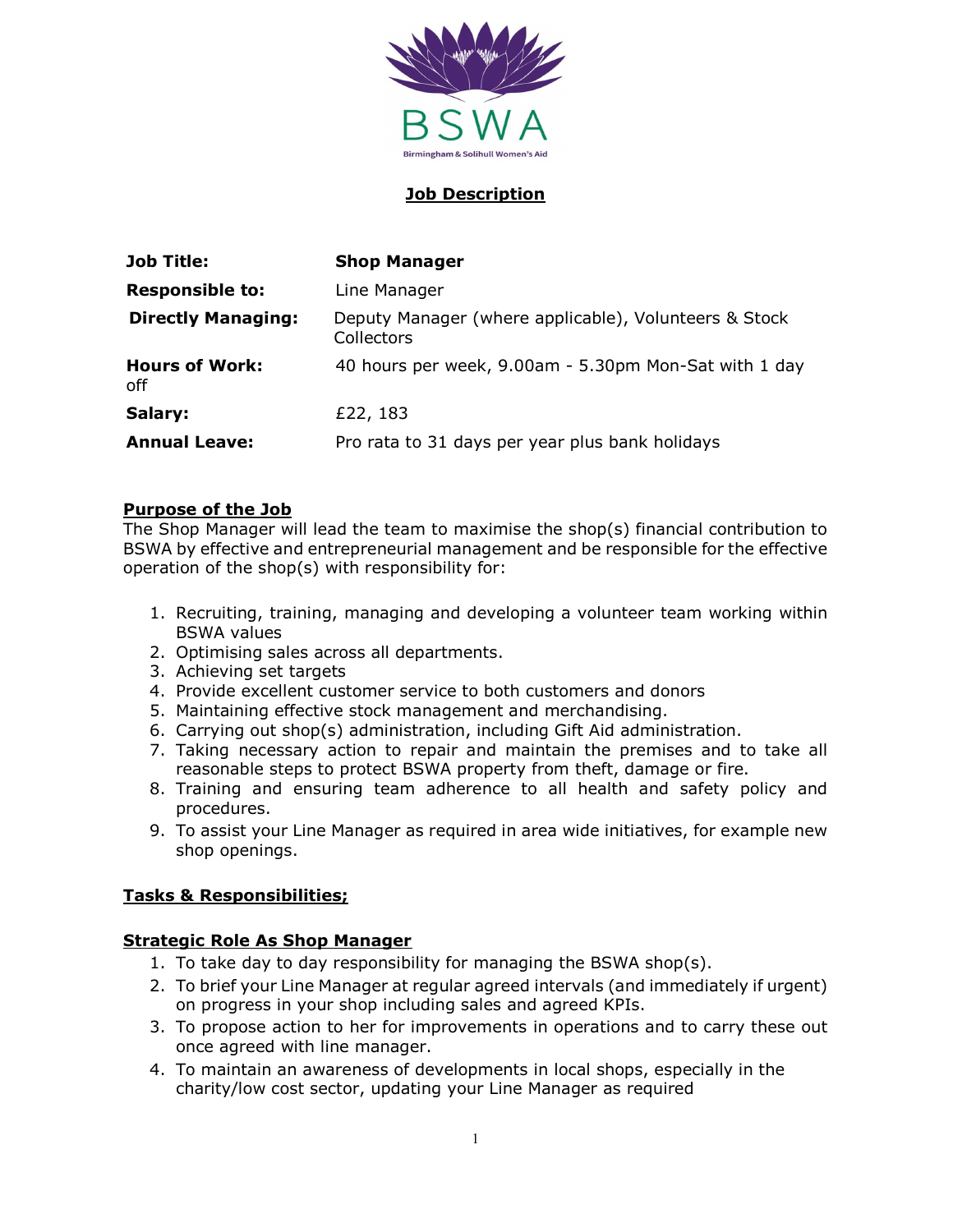# Job Description

| | |
|---|---|
| **Job Title:** | **Shop Manager** |
| **Responsible to:** | Line Manager |
| **Directly Managing:** | Deputy Manager (where applicable), Volunteers & Stock Collectors |
| **Hours of Work:** | 40 hours per week, 9.00am - 5.30pm Mon-Sat with 1 day off |
| **Salary:** | £22, 183 |
| **Annual Leave:** | Pro rata to 31 days per year plus bank holidays |

## Purpose of the Job

The Shop Manager will lead the team to maximise the shop(s) financial contribution to BSWA by effective and entrepreneurial management and be responsible for the effective operation of the shop(s) with responsibility for:

1. Recruiting, training, managing and developing a volunteer team working within BSWA values
2. Optimising sales across all departments.
3. Achieving set targets
4. Provide excellent customer service to both customers and donors
5. Maintaining effective stock management and merchandising.
6. Carrying out shop(s) administration, including Gift Aid administration.
7. Taking necessary action to repair and maintain the premises and to take all reasonable steps to protect BSWA property from theft, damage or fire.
8. Training and ensuring team adherence to all health and safety policy and procedures.
9. To assist your Line Manager as required in area wide initiatives, for example new shop openings.

## Tasks & Responsibilities;

### Strategic Role As Shop Manager

1. To take day to day responsibility for managing the BSWA shop(s).
2. To brief your Line Manager at regular agreed intervals (and immediately if urgent) on progress in your shop including sales and agreed KPIs.
3. To propose action to her for improvements in operations and to carry these out once agreed with line manager.
4. To maintain an awareness of developments in local shops, especially in the charity/low cost sector, updating your Line Manager as required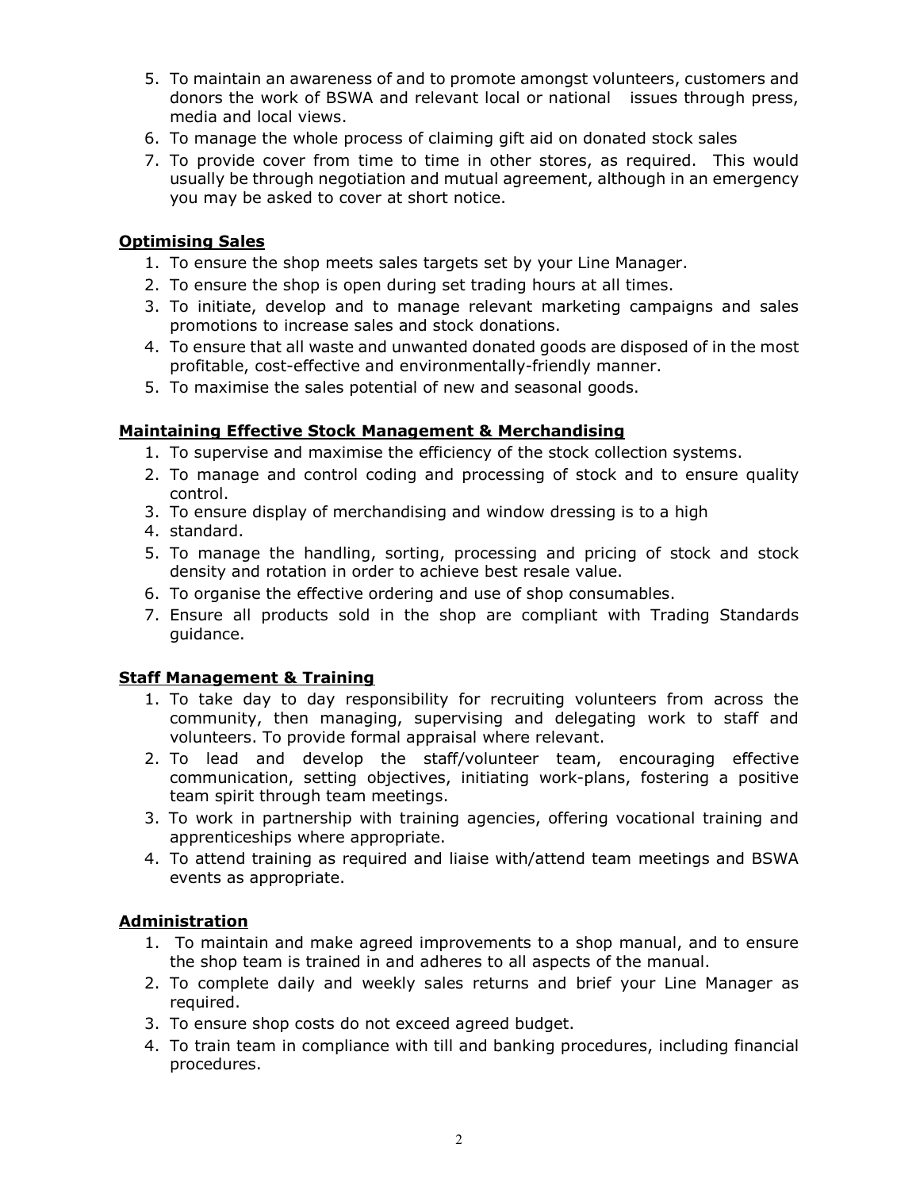5. To maintain an awareness of and to promote amongst volunteers, customers and donors the work of BSWA and relevant local or national issues through press, media and local views.
6. To manage the whole process of claiming gift aid on donated stock sales
7. To provide cover from time to time in other stores, as required. This would usually be through negotiation and mutual agreement, although in an emergency you may be asked to cover at short notice.

**Optimising Sales**

1. To ensure the shop meets sales targets set by your Line Manager.
2. To ensure the shop is open during set trading hours at all times.
3. To initiate, develop and to manage relevant marketing campaigns and sales promotions to increase sales and stock donations.
4. To ensure that all waste and unwanted donated goods are disposed of in the most profitable, cost-effective and environmentally-friendly manner.
5. To maximise the sales potential of new and seasonal goods.

**Maintaining Effective Stock Management & Merchandising**

1. To supervise and maximise the efficiency of the stock collection systems.
2. To manage and control coding and processing of stock and to ensure quality control.
3. To ensure display of merchandising and window dressing is to a high
4. standard.
5. To manage the handling, sorting, processing and pricing of stock and stock density and rotation in order to achieve best resale value.
6. To organise the effective ordering and use of shop consumables.
7. Ensure all products sold in the shop are compliant with Trading Standards guidance.

**Staff Management & Training**

1. To take day to day responsibility for recruiting volunteers from across the community, then managing, supervising and delegating work to staff and volunteers. To provide formal appraisal where relevant.
2. To lead and develop the staff/volunteer team, encouraging effective communication, setting objectives, initiating work-plans, fostering a positive team spirit through team meetings.
3. To work in partnership with training agencies, offering vocational training and apprenticeships where appropriate.
4. To attend training as required and liaise with/attend team meetings and BSWA events as appropriate.

**Administration**

1. To maintain and make agreed improvements to a shop manual, and to ensure the shop team is trained in and adheres to all aspects of the manual.
2. To complete daily and weekly sales returns and brief your Line Manager as required.
3. To ensure shop costs do not exceed agreed budget.
4. To train team in compliance with till and banking procedures, including financial procedures.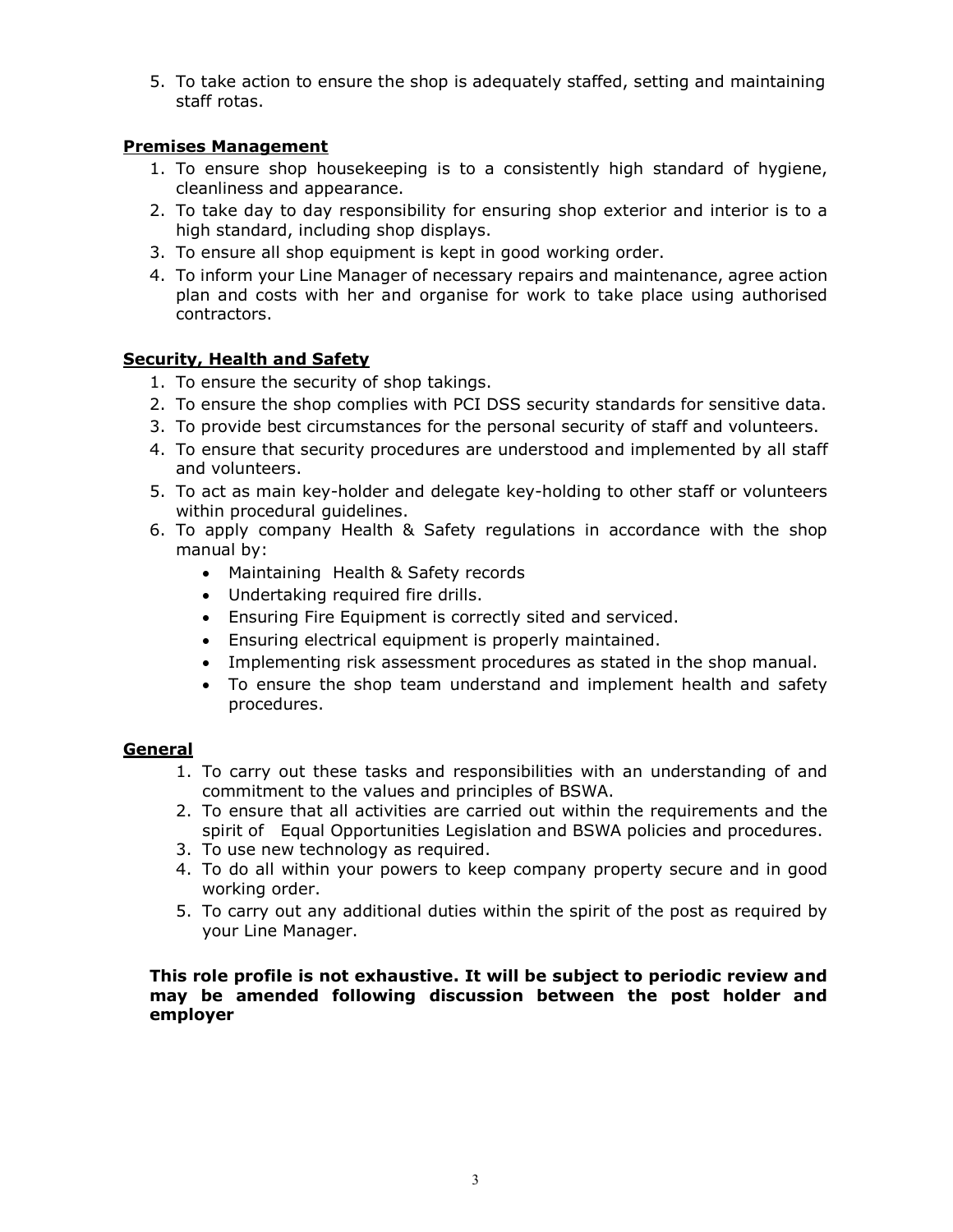5. To take action to ensure the shop is adequately staffed, setting and maintaining staff rotas.

**Premises Management**

1. To ensure shop housekeeping is to a consistently high standard of hygiene, cleanliness and appearance.
2. To take day to day responsibility for ensuring shop exterior and interior is to a high standard, including shop displays.
3. To ensure all shop equipment is kept in good working order.
4. To inform your Line Manager of necessary repairs and maintenance, agree action plan and costs with her and organise for work to take place using authorised contractors.

**Security, Health and Safety**

1. To ensure the security of shop takings.
2. To ensure the shop complies with PCI DSS security standards for sensitive data.
3. To provide best circumstances for the personal security of staff and volunteers.
4. To ensure that security procedures are understood and implemented by all staff and volunteers.
5. To act as main key-holder and delegate key-holding to other staff or volunteers within procedural guidelines.
6. To apply company Health & Safety regulations in accordance with the shop manual by:
   - Maintaining Health & Safety records
   - Undertaking required fire drills.
   - Ensuring Fire Equipment is correctly sited and serviced.
   - Ensuring electrical equipment is properly maintained.
   - Implementing risk assessment procedures as stated in the shop manual.
   - To ensure the shop team understand and implement health and safety procedures.

**General**

1. To carry out these tasks and responsibilities with an understanding of and commitment to the values and principles of BSWA.
2. To ensure that all activities are carried out within the requirements and the spirit of Equal Opportunities Legislation and BSWA policies and procedures.
3. To use new technology as required.
4. To do all within your powers to keep company property secure and in good working order.
5. To carry out any additional duties within the spirit of the post as required by your Line Manager.

**This role profile is not exhaustive. It will be subject to periodic review and may be amended following discussion between the post holder and employer**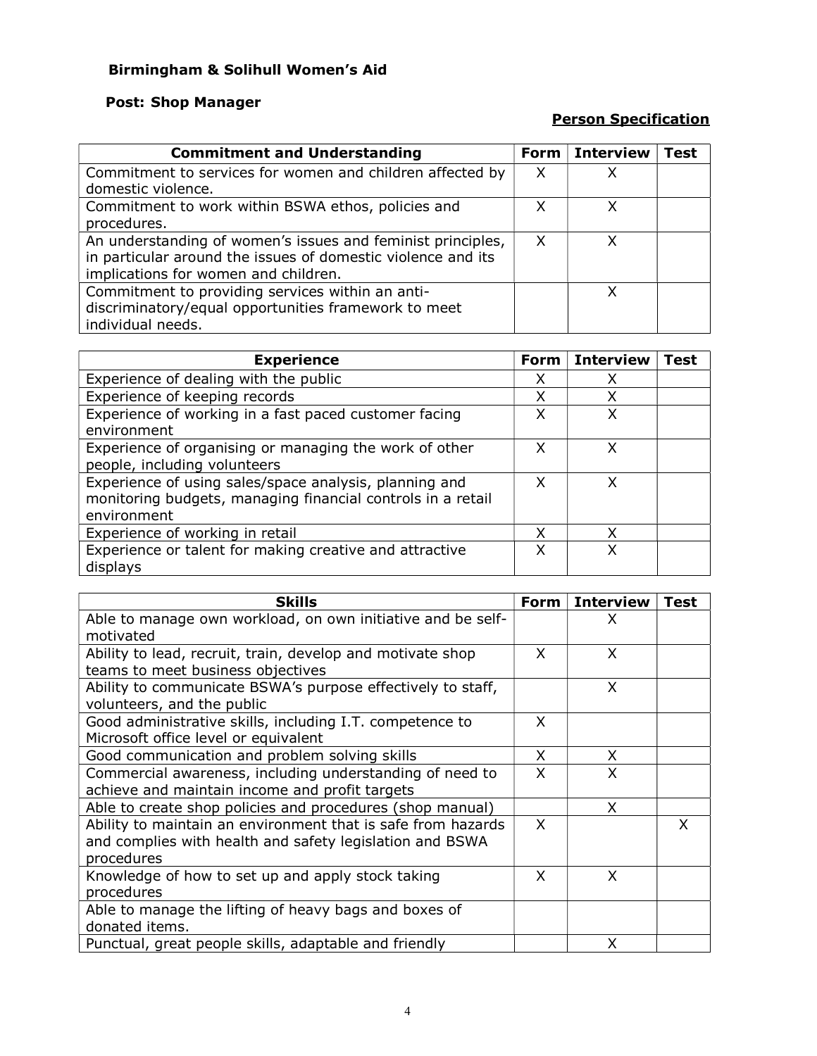**Birmingham & Solihull Women's Aid**

**Post: Shop Manager**

**Person Specification**

| Commitment and Understanding | Form | Interview | Test |
|---|---|---|---|
| Commitment to services for women and children affected by domestic violence. | X | X | |
| Commitment to work within BSWA ethos, policies and procedures. | X | X | |
| An understanding of women's issues and feminist principles, in particular around the issues of domestic violence and its implications for women and children. | X | X | |
| Commitment to providing services within an anti-discriminatory/equal opportunities framework to meet individual needs. | | X | |

| Experience | Form | Interview | Test |
|---|---|---|---|
| Experience of dealing with the public | X | X | |
| Experience of keeping records | X | X | |
| Experience of working in a fast paced customer facing environment | X | X | |
| Experience of organising or managing the work of other people, including volunteers | X | X | |
| Experience of using sales/space analysis, planning and monitoring budgets, managing financial controls in a retail environment | X | X | |
| Experience of working in retail | X | X | |
| Experience or talent for making creative and attractive displays | X | X | |

| Skills | Form | Interview | Test |
|---|---|---|---|
| Able to manage own workload, on own initiative and be self-motivated | | X | |
| Ability to lead, recruit, train, develop and motivate shop teams to meet business objectives | X | X | |
| Ability to communicate BSWA's purpose effectively to staff, volunteers, and the public | | X | |
| Good administrative skills, including I.T. competence to Microsoft office level or equivalent | X | | |
| Good communication and problem solving skills | X | X | |
| Commercial awareness, including understanding of need to achieve and maintain income and profit targets | X | X | |
| Able to create shop policies and procedures (shop manual) | | X | |
| Ability to maintain an environment that is safe from hazards and complies with health and safety legislation and BSWA procedures | X | | X |
| Knowledge of how to set up and apply stock taking procedures | X | X | |
| Able to manage the lifting of heavy bags and boxes of donated items. | | | |
| Punctual, great people skills, adaptable and friendly | | X | |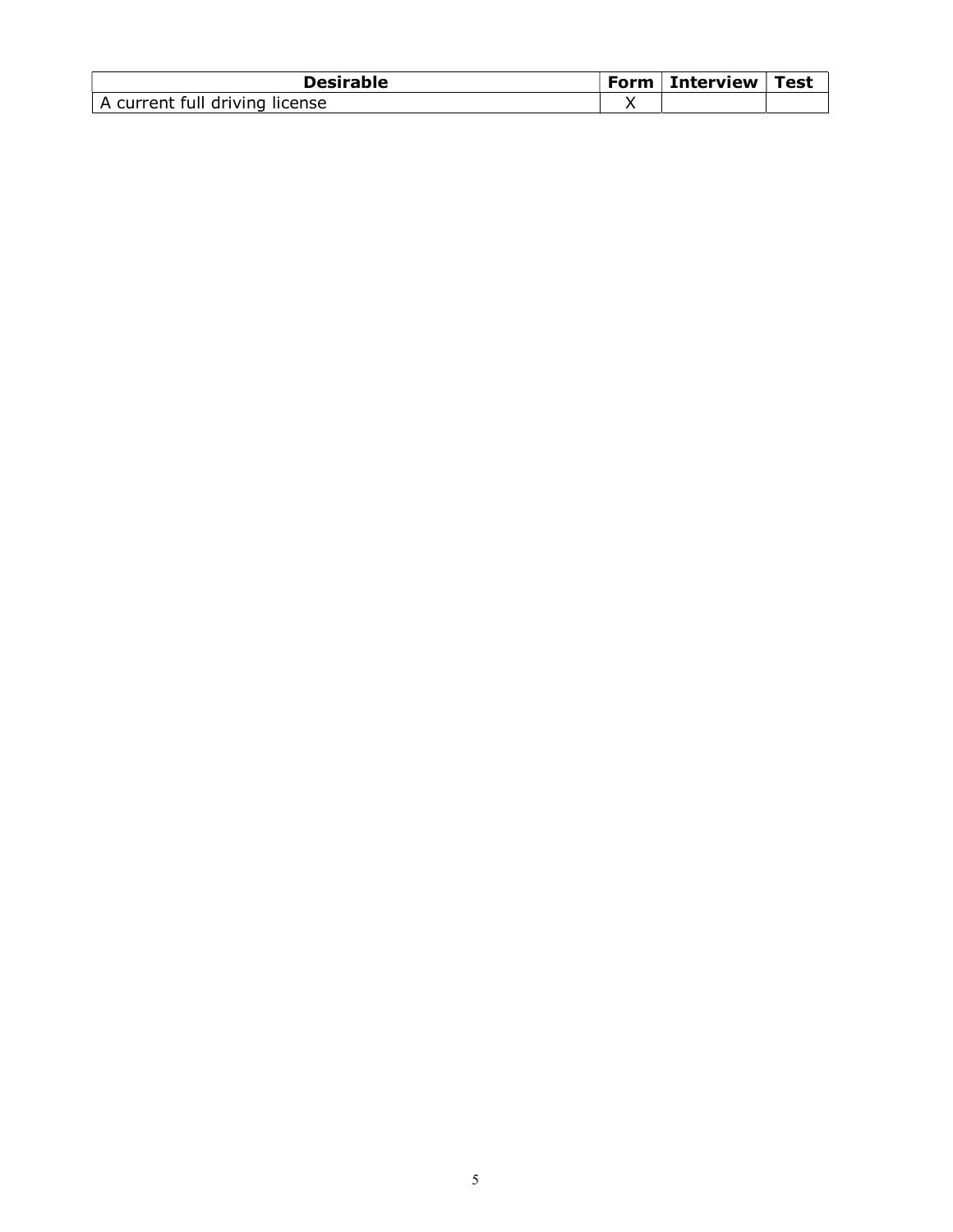| Desirable | Form | Interview | Test |
|---|---|---|---|
| A current full driving license | X | | |